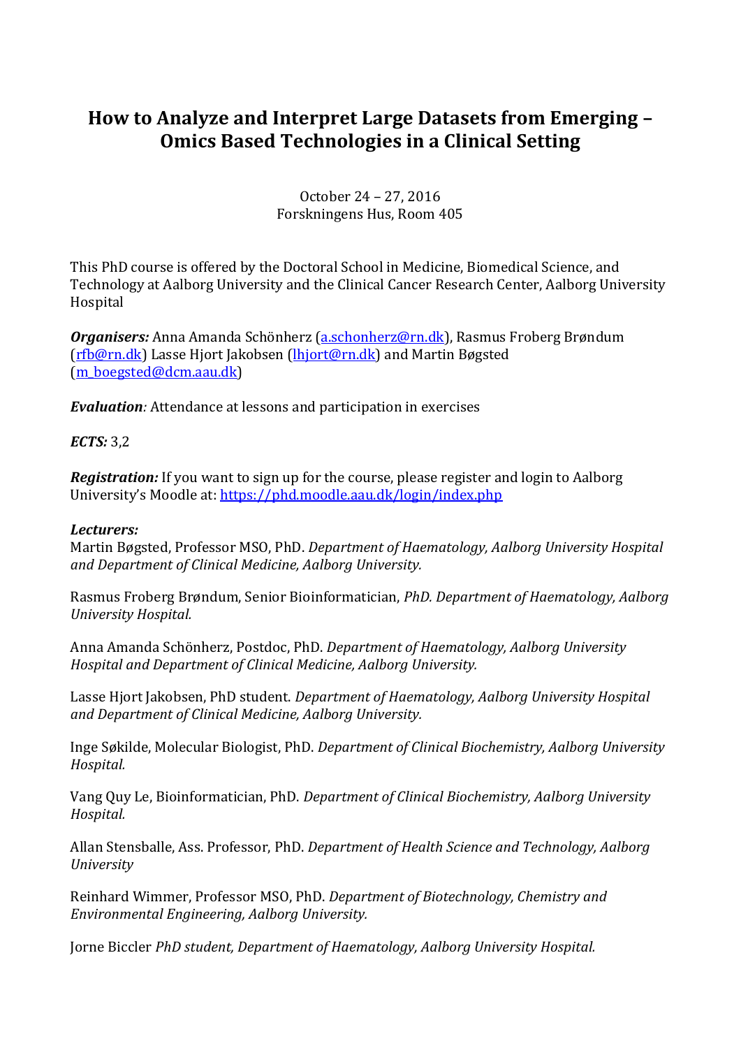# How to Analyze and Interpret Large Datasets from Emerging – Omics Based Technologies in a Clinical Setting

October 24 – 27, 2016
Forskningens Hus, Room 405

This PhD course is offered by the Doctoral School in Medicine, Biomedical Science, and Technology at Aalborg University and the Clinical Cancer Research Center, Aalborg University Hospital

***Organisers:*** Anna Amanda Schönherz (a.schonherz@rn.dk), Rasmus Froberg Brøndum (rfb@rn.dk) Lasse Hjort Jakobsen (lhjort@rn.dk) and Martin Bøgsted (m_boegsted@dcm.aau.dk)

***Evaluation****:* Attendance at lessons and participation in exercises

***ECTS:*** 3,2

***Registration:*** If you want to sign up for the course, please register and login to Aalborg University's Moodle at: https://phd.moodle.aau.dk/login/index.php

***Lecturers:***

Martin Bøgsted, Professor MSO, PhD. *Department of Haematology, Aalborg University Hospital and Department of Clinical Medicine, Aalborg University.*

Rasmus Froberg Brøndum, Senior Bioinformatician, *PhD. Department of Haematology, Aalborg University Hospital.*

Anna Amanda Schönherz, Postdoc, PhD. *Department of Haematology, Aalborg University Hospital and Department of Clinical Medicine, Aalborg University.*

Lasse Hjort Jakobsen, PhD student. *Department of Haematology, Aalborg University Hospital and Department of Clinical Medicine, Aalborg University.*

Inge Søkilde, Molecular Biologist, PhD. *Department of Clinical Biochemistry, Aalborg University Hospital.*

Vang Quy Le, Bioinformatician, PhD. *Department of Clinical Biochemistry, Aalborg University Hospital.*

Allan Stensballe, Ass. Professor, PhD. *Department of Health Science and Technology, Aalborg University*

Reinhard Wimmer, Professor MSO, PhD. *Department of Biotechnology, Chemistry and Environmental Engineering, Aalborg University.*

Jorne Biccler *PhD student, Department of Haematology, Aalborg University Hospital.*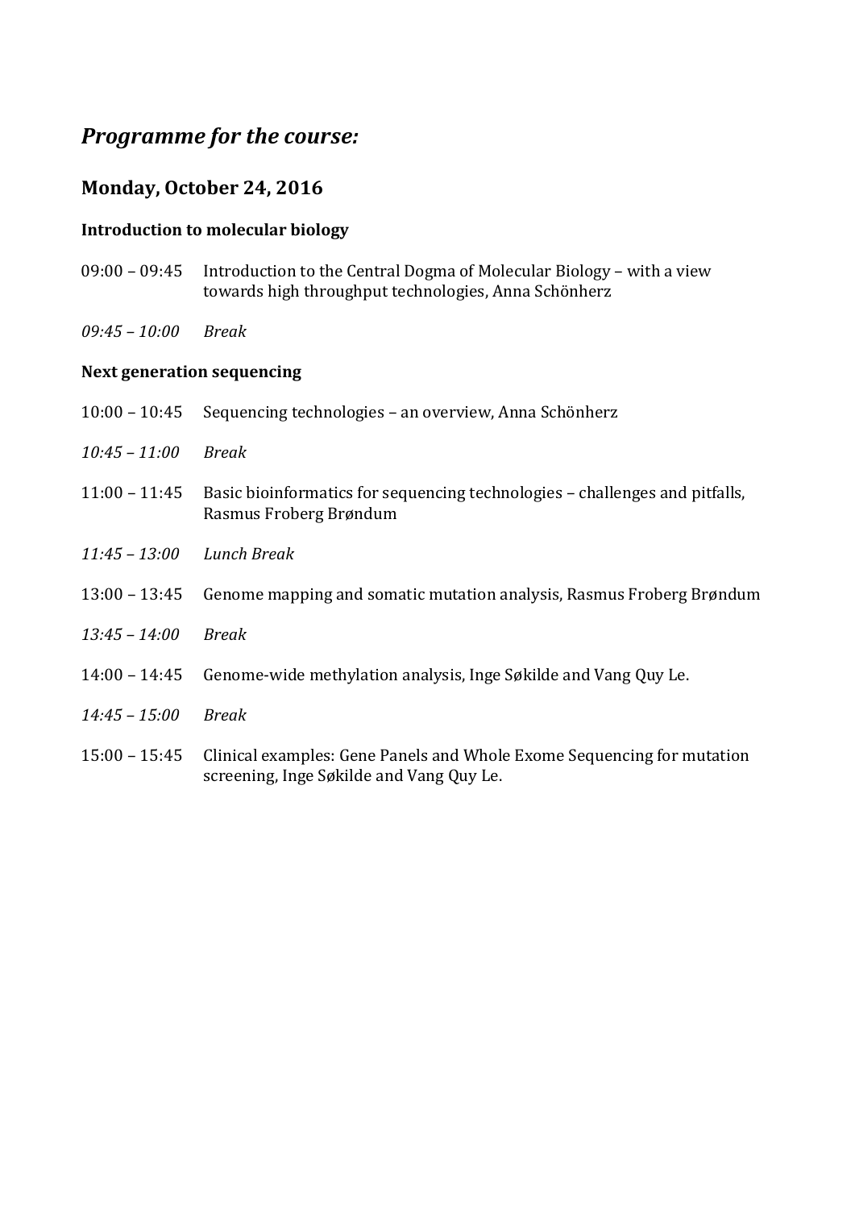## *Programme for the course:*

### Monday, October 24, 2016

**Introduction to molecular biology**

09:00 – 09:45 Introduction to the Central Dogma of Molecular Biology – with a view towards high throughput technologies, Anna Schönherz

*09:45 – 10:00 Break*

**Next generation sequencing**

10:00 – 10:45 Sequencing technologies – an overview, Anna Schönherz

*10:45 – 11:00 Break*

11:00 – 11:45 Basic bioinformatics for sequencing technologies – challenges and pitfalls, Rasmus Froberg Brøndum

*11:45 – 13:00 Lunch Break*

13:00 – 13:45 Genome mapping and somatic mutation analysis, Rasmus Froberg Brøndum

*13:45 – 14:00 Break*

14:00 – 14:45 Genome-wide methylation analysis, Inge Søkilde and Vang Quy Le.

*14:45 – 15:00 Break*

15:00 – 15:45 Clinical examples: Gene Panels and Whole Exome Sequencing for mutation screening, Inge Søkilde and Vang Quy Le.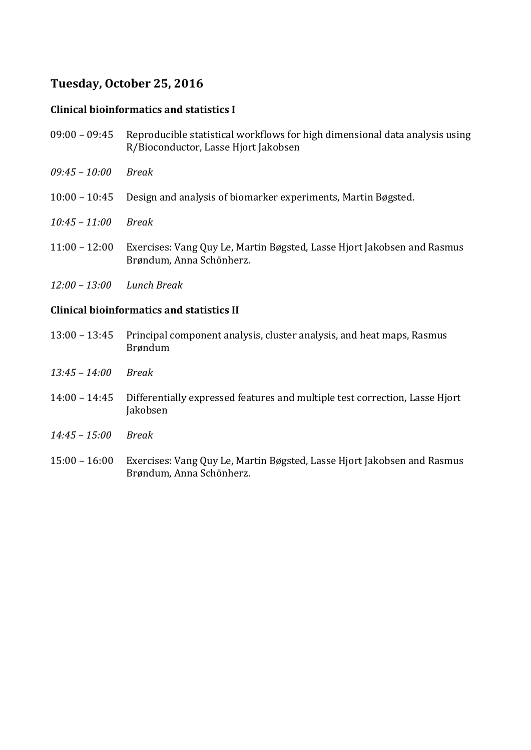## Tuesday, October 25, 2016

### Clinical bioinformatics and statistics I

09:00 – 09:45 Reproducible statistical workflows for high dimensional data analysis using R/Bioconductor, Lasse Hjort Jakobsen

*09:45 – 10:00 Break*

10:00 – 10:45 Design and analysis of biomarker experiments, Martin Bøgsted.

*10:45 – 11:00 Break*

11:00 – 12:00 Exercises: Vang Quy Le, Martin Bøgsted, Lasse Hjort Jakobsen and Rasmus Brøndum, Anna Schönherz.

*12:00 – 13:00 Lunch Break*

### Clinical bioinformatics and statistics II

13:00 – 13:45 Principal component analysis, cluster analysis, and heat maps, Rasmus Brøndum

*13:45 – 14:00 Break*

14:00 – 14:45 Differentially expressed features and multiple test correction, Lasse Hjort Jakobsen

*14:45 – 15:00 Break*

15:00 – 16:00 Exercises: Vang Quy Le, Martin Bøgsted, Lasse Hjort Jakobsen and Rasmus Brøndum, Anna Schönherz.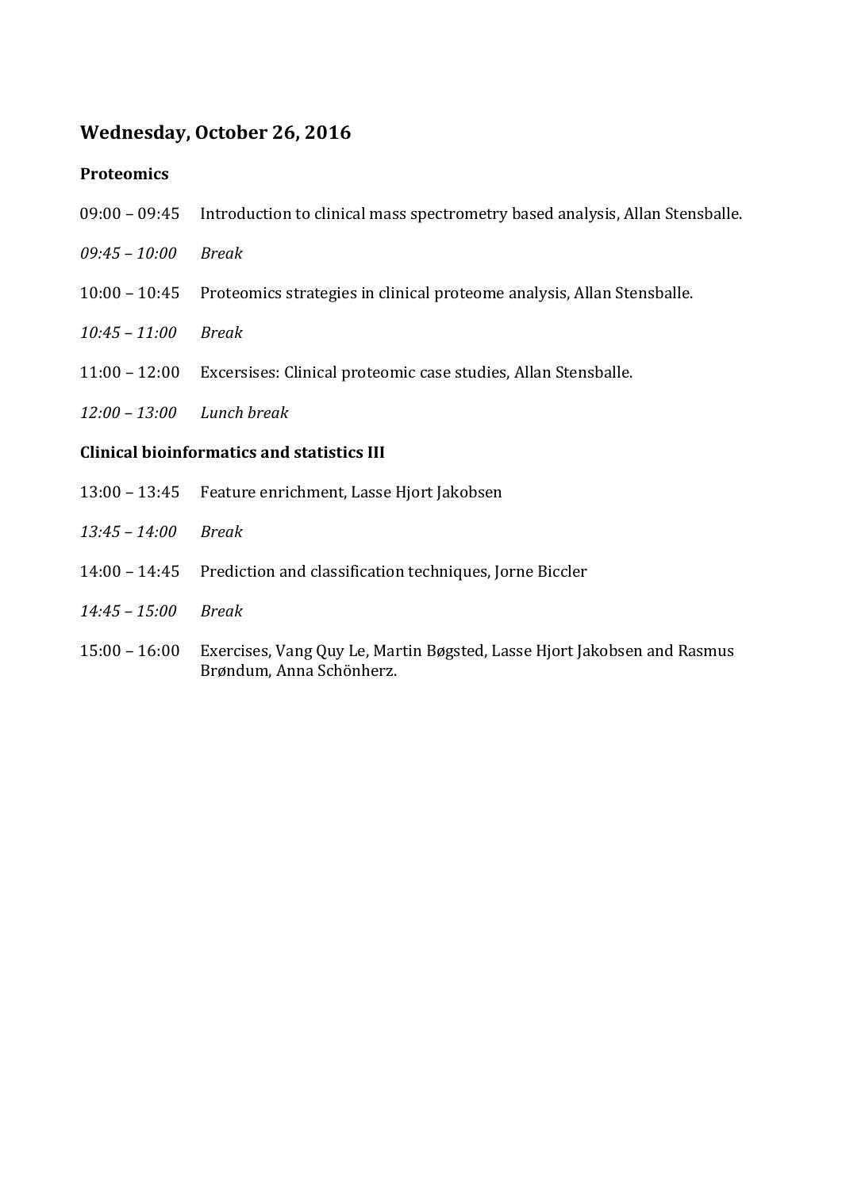## Wednesday, October 26, 2016

### Proteomics

09:00 – 09:45  Introduction to clinical mass spectrometry based analysis, Allan Stensballe.

*09:45 – 10:00  Break*

10:00 – 10:45  Proteomics strategies in clinical proteome analysis, Allan Stensballe.

*10:45 – 11:00  Break*

11:00 – 12:00  Excersises: Clinical proteomic case studies, Allan Stensballe.

*12:00 – 13:00  Lunch break*

### Clinical bioinformatics and statistics III

13:00 – 13:45  Feature enrichment, Lasse Hjort Jakobsen

*13:45 – 14:00  Break*

14:00 – 14:45  Prediction and classification techniques, Jorne Biccler

*14:45 – 15:00  Break*

15:00 – 16:00  Exercises, Vang Quy Le, Martin Bøgsted, Lasse Hjort Jakobsen and Rasmus Brøndum, Anna Schönherz.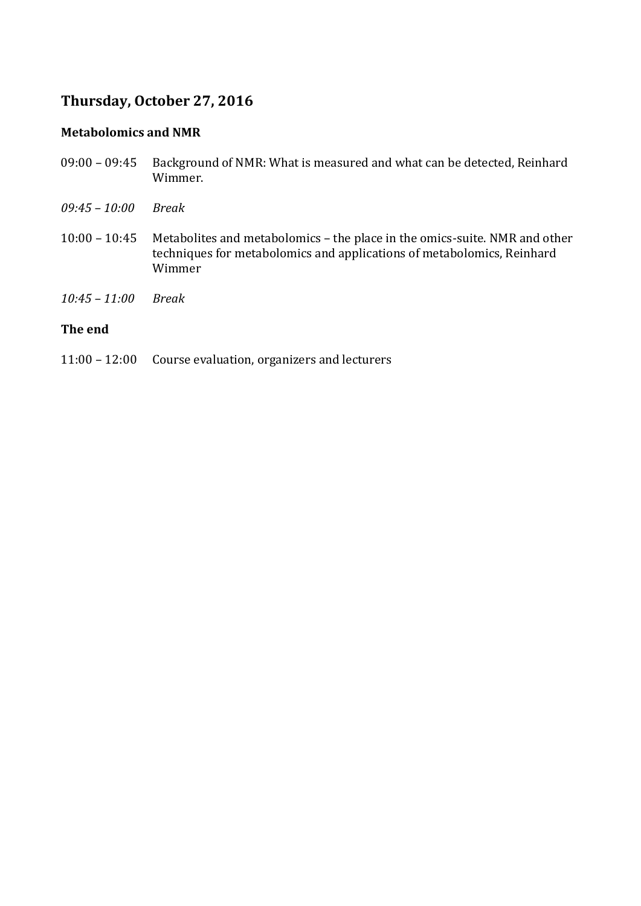## Thursday, October 27, 2016

### Metabolomics and NMR

09:00 – 09:45 Background of NMR: What is measured and what can be detected, Reinhard Wimmer.

*09:45 – 10:00 Break*

10:00 – 10:45 Metabolites and metabolomics – the place in the omics-suite. NMR and other techniques for metabolomics and applications of metabolomics, Reinhard Wimmer

*10:45 – 11:00 Break*

### The end

11:00 – 12:00 Course evaluation, organizers and lecturers